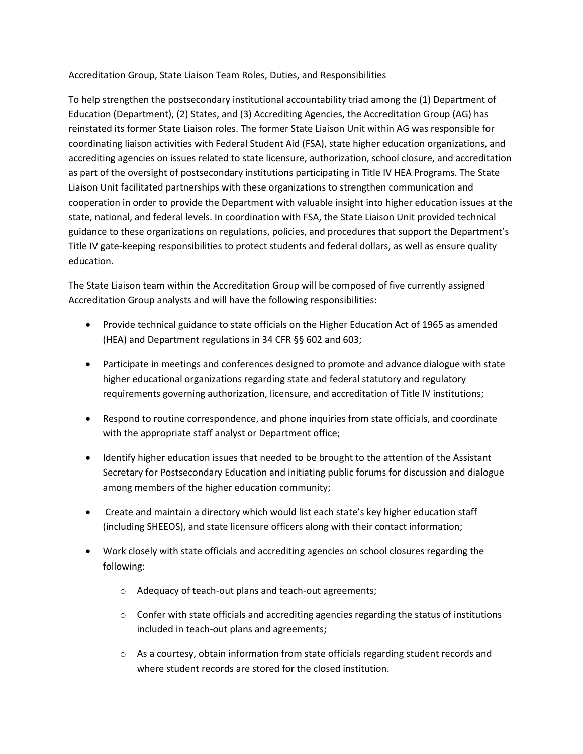Accreditation Group, State Liaison Team Roles, Duties, and Responsibilities

To help strengthen the postsecondary institutional accountability triad among the (1) Department of Education (Department), (2) States, and (3) Accrediting Agencies, the Accreditation Group (AG) has reinstated its former State Liaison roles. The former State Liaison Unit within AG was responsible for coordinating liaison activities with Federal Student Aid (FSA), state higher education organizations, and accrediting agencies on issues related to state licensure, authorization, school closure, and accreditation as part of the oversight of postsecondary institutions participating in Title IV HEA Programs. The State Liaison Unit facilitated partnerships with these organizations to strengthen communication and cooperation in order to provide the Department with valuable insight into higher education issues at the state, national, and federal levels. In coordination with FSA, the State Liaison Unit provided technical guidance to these organizations on regulations, policies, and procedures that support the Department's Title IV gate-keeping responsibilities to protect students and federal dollars, as well as ensure quality education.

The State Liaison team within the Accreditation Group will be composed of five currently assigned Accreditation Group analysts and will have the following responsibilities:

- Provide technical guidance to state officials on the Higher Education Act of 1965 as amended (HEA) and Department regulations in 34 CFR §§ 602 and 603;
- Participate in meetings and conferences designed to promote and advance dialogue with state higher educational organizations regarding state and federal statutory and regulatory requirements governing authorization, licensure, and accreditation of Title IV institutions;
- Respond to routine correspondence, and phone inquiries from state officials, and coordinate with the appropriate staff analyst or Department office;
- Identify higher education issues that needed to be brought to the attention of the Assistant Secretary for Postsecondary Education and initiating public forums for discussion and dialogue among members of the higher education community;
- Create and maintain a directory which would list each state's key higher education staff (including SHEEOS), and state licensure officers along with their contact information;
- Work closely with state officials and accrediting agencies on school closures regarding the following:
    - Adequacy of teach-out plans and teach-out agreements;
    - Confer with state officials and accrediting agencies regarding the status of institutions included in teach-out plans and agreements;
    - As a courtesy, obtain information from state officials regarding student records and where student records are stored for the closed institution.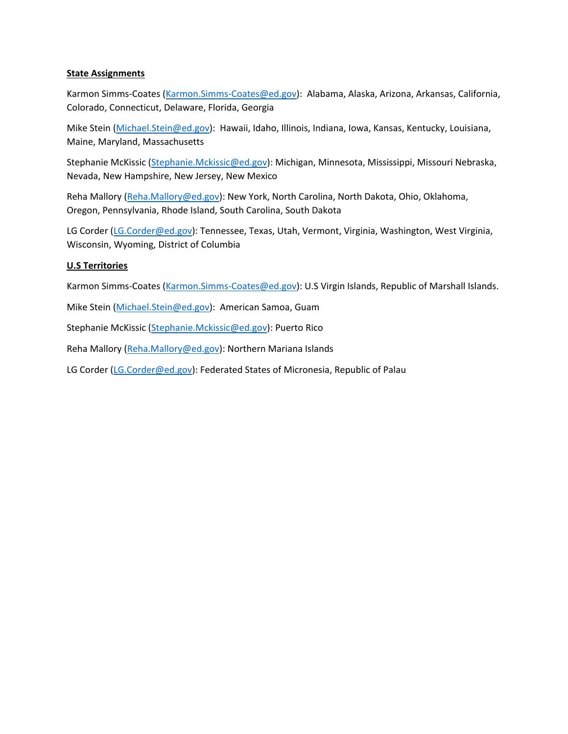**State Assignments**

Karmon Simms-Coates (Karmon.Simms-Coates@ed.gov): Alabama, Alaska, Arizona, Arkansas, California, Colorado, Connecticut, Delaware, Florida, Georgia

Mike Stein (Michael.Stein@ed.gov): Hawaii, Idaho, Illinois, Indiana, Iowa, Kansas, Kentucky, Louisiana, Maine, Maryland, Massachusetts

Stephanie McKissic (Stephanie.Mckissic@ed.gov): Michigan, Minnesota, Mississippi, Missouri Nebraska, Nevada, New Hampshire, New Jersey, New Mexico

Reha Mallory (Reha.Mallory@ed.gov): New York, North Carolina, North Dakota, Ohio, Oklahoma, Oregon, Pennsylvania, Rhode Island, South Carolina, South Dakota

LG Corder (LG.Corder@ed.gov): Tennessee, Texas, Utah, Vermont, Virginia, Washington, West Virginia, Wisconsin, Wyoming, District of Columbia

**U.S Territories**

Karmon Simms-Coates (Karmon.Simms-Coates@ed.gov): U.S Virgin Islands, Republic of Marshall Islands.

Mike Stein (Michael.Stein@ed.gov): American Samoa, Guam

Stephanie McKissic (Stephanie.Mckissic@ed.gov): Puerto Rico

Reha Mallory (Reha.Mallory@ed.gov): Northern Mariana Islands

LG Corder (LG.Corder@ed.gov): Federated States of Micronesia, Republic of Palau